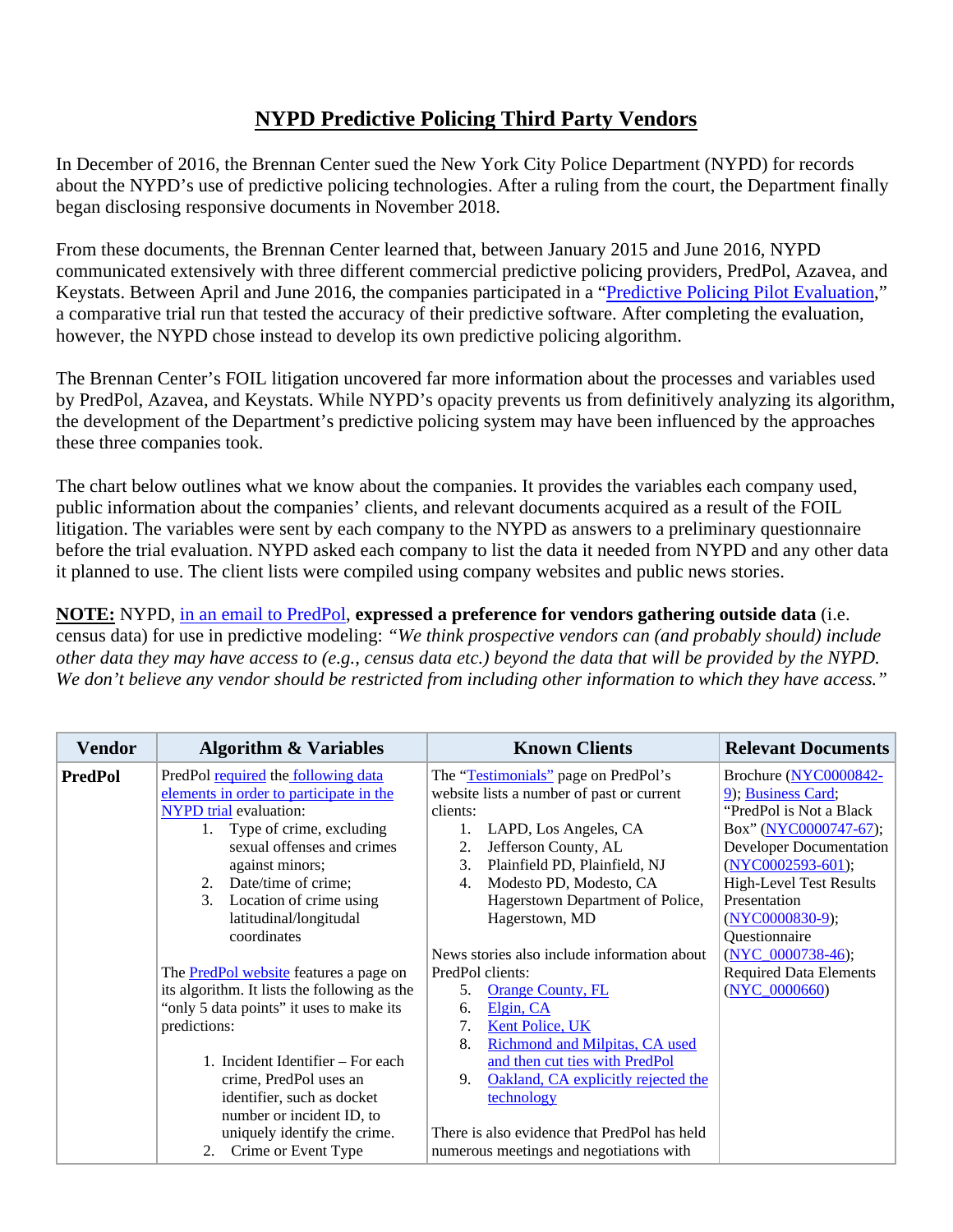# NYPD Predictive Policing Third Party Vendors

In December of 2016, the Brennan Center sued the New York City Police Department (NYPD) for records about the NYPD's use of predictive policing technologies. After a ruling from the court, the Department finally began disclosing responsive documents in November 2018.

From these documents, the Brennan Center learned that, between January 2015 and June 2016, NYPD communicated extensively with three different commercial predictive policing providers, PredPol, Azavea, and Keystats. Between April and June 2016, the companies participated in a "Predictive Policing Pilot Evaluation," a comparative trial run that tested the accuracy of their predictive software. After completing the evaluation, however, the NYPD chose instead to develop its own predictive policing algorithm.

The Brennan Center's FOIL litigation uncovered far more information about the processes and variables used by PredPol, Azavea, and Keystats. While NYPD's opacity prevents us from definitively analyzing its algorithm, the development of the Department's predictive policing system may have been influenced by the approaches these three companies took.

The chart below outlines what we know about the companies. It provides the variables each company used, public information about the companies' clients, and relevant documents acquired as a result of the FOIL litigation. The variables were sent by each company to the NYPD as answers to a preliminary questionnaire before the trial evaluation. NYPD asked each company to list the data it needed from NYPD and any other data it planned to use. The client lists were compiled using company websites and public news stories.

**NOTE:** NYPD, in an email to PredPol, **expressed a preference for vendors gathering outside data** (i.e. census data) for use in predictive modeling: *"We think prospective vendors can (and probably should) include other data they may have access to (e.g., census data etc.) beyond the data that will be provided by the NYPD. We don't believe any vendor should be restricted from including other information to which they have access."*

| Vendor | Algorithm & Variables | Known Clients | Relevant Documents |
|---|---|---|---|
| **PredPol** | PredPol required the following data elements in order to participate in the NYPD trial evaluation:<br>1. Type of crime, excluding sexual offenses and crimes against minors;<br>2. Date/time of crime;<br>3. Location of crime using latitudinal/longitudinal coordinates<br><br>The PredPol website features a page on its algorithm. It lists the following as the "only 5 data points" it uses to make its predictions:<br><br>1. Incident Identifier – For each crime, PredPol uses an identifier, such as docket number or incident ID, to uniquely identify the crime.<br>2. Crime or Event Type | The "Testimonials" page on PredPol's website lists a number of past or current clients:<br>1. LAPD, Los Angeles, CA<br>2. Jefferson County, AL<br>3. Plainfield PD, Plainfield, NJ<br>4. Modesto PD, Modesto, CA Hagerstown Department of Police, Hagerstown, MD<br><br>News stories also include information about PredPol clients:<br>5. Orange County, FL<br>6. Elgin, CA<br>7. Kent Police, UK<br>8. Richmond and Milpitas, CA used and then cut ties with PredPol<br>9. Oakland, CA explicitly rejected the technology<br><br>There is also evidence that PredPol has held numerous meetings and negotiations with | Brochure (NYC0000842-9); Business Card; "PredPol is Not a Black Box" (NYC0000747-67); Developer Documentation (NYC0002593-601); High-Level Test Results Presentation (NYC0000830-9); Questionnaire (NYC_0000738-46); Required Data Elements (NYC_0000660) |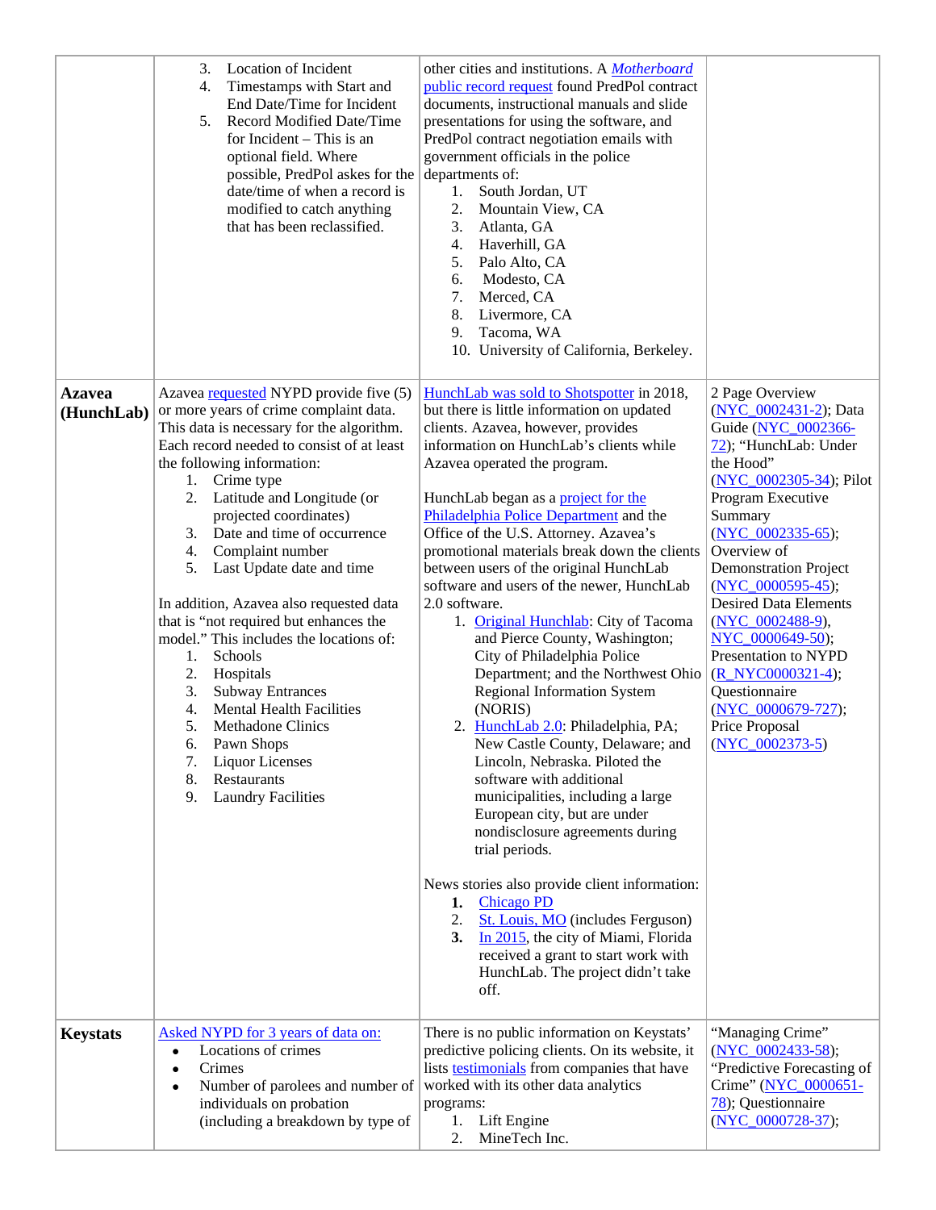| | | | |
|---|---|---|---|
| | 3. Location of Incident<br>4. Timestamps with Start and End Date/Time for Incident<br>5. Record Modified Date/Time for Incident – This is an optional field. Where possible, PredPol askes for the date/time of when a record is modified to catch anything that has been reclassified. | other cities and institutions. A *Motherboard* public record request found PredPol contract documents, instructional manuals and slide presentations for using the software, and PredPol contract negotiation emails with government officials in the police departments of:<br>1. South Jordan, UT<br>2. Mountain View, CA<br>3. Atlanta, GA<br>4. Haverhill, GA<br>5. Palo Alto, CA<br>6. Modesto, CA<br>7. Merced, CA<br>8. Livermore, CA<br>9. Tacoma, WA<br>10. University of California, Berkeley. | |
| **Azavea (HunchLab)** | Azavea requested NYPD provide five (5) or more years of crime complaint data. This data is necessary for the algorithm. Each record needed to consist of at least the following information:<br>1. Crime type<br>2. Latitude and Longitude (or projected coordinates)<br>3. Date and time of occurrence<br>4. Complaint number<br>5. Last Update date and time<br><br>In addition, Azavea also requested data that is "not required but enhances the model." This includes the locations of:<br>1. Schools<br>2. Hospitals<br>3. Subway Entrances<br>4. Mental Health Facilities<br>5. Methadone Clinics<br>6. Pawn Shops<br>7. Liquor Licenses<br>8. Restaurants<br>9. Laundry Facilities | HunchLab was sold to Shotspotter in 2018, but there is little information on updated clients. Azavea, however, provides information on HunchLab's clients while Azavea operated the program.<br><br>HunchLab began as a project for the Philadelphia Police Department and the Office of the U.S. Attorney. Azavea's promotional materials break down the clients between users of the original HunchLab software and users of the newer, HunchLab 2.0 software.<br>1. Original Hunchlab: City of Tacoma and Pierce County, Washington; City of Philadelphia Police Department; and the Northwest Ohio Regional Information System (NORIS)<br>2. HunchLab 2.0: Philadelphia, PA; New Castle County, Delaware; and Lincoln, Nebraska. Piloted the software with additional municipalities, including a large European city, but are under nondisclosure agreements during trial periods.<br><br>News stories also provide client information:<br>1. Chicago PD<br>2. St. Louis, MO (includes Ferguson)<br>3. In 2015, the city of Miami, Florida received a grant to start work with HunchLab. The project didn't take off. | 2 Page Overview (NYC_0002431-2); Data Guide (NYC_0002366-72); "HunchLab: Under the Hood" (NYC_0002305-34); Pilot Program Executive Summary (NYC_0002335-65); Overview of Demonstration Project (NYC_0000595-45); Desired Data Elements (NYC_0002488-9), NYC_0000649-50); Presentation to NYPD (R_NYC0000321-4); Questionnaire (NYC_0000679-727); Price Proposal (NYC_0002373-5) |
| **Keystats** | Asked NYPD for 3 years of data on:<br>• Locations of crimes<br>• Crimes<br>• Number of parolees and number of individuals on probation (including a breakdown by type of | There is no public information on Keystats' predictive policing clients. On its website, it lists testimonials from companies that have worked with its other data analytics programs:<br>1. Lift Engine<br>2. MineTech Inc. | "Managing Crime" (NYC_0002433-58); "Predictive Forecasting of Crime" (NYC_0000651-78); Questionnaire (NYC_0000728-37); |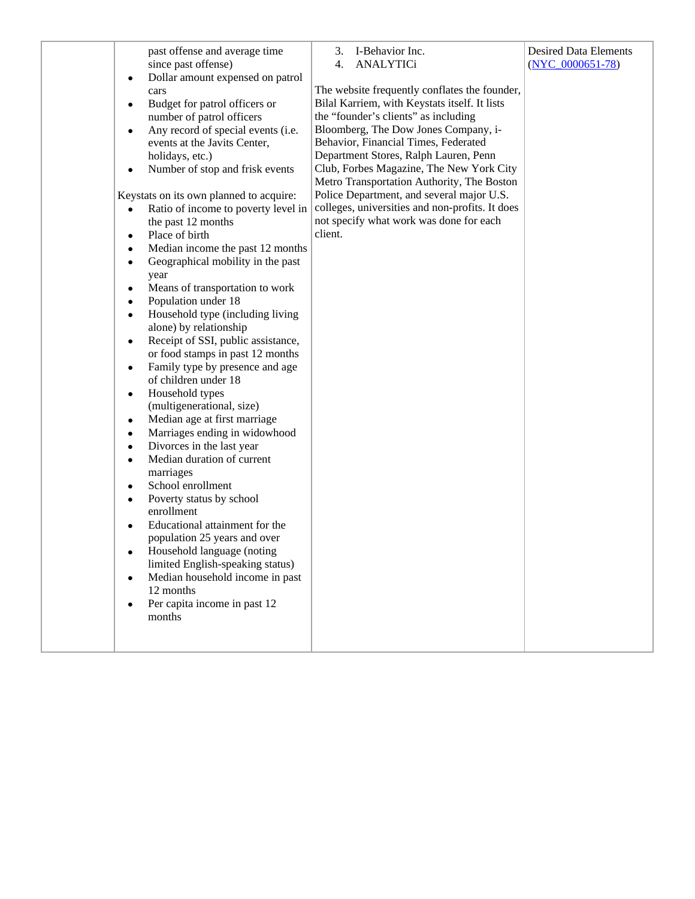| | | | |
|---|---|---|---|
| | past offense and average time since past offense)<br>• Dollar amount expensed on patrol cars<br>• Budget for patrol officers or number of patrol officers<br>• Any record of special events (i.e. events at the Javits Center, holidays, etc.)<br>• Number of stop and frisk events<br><br>Keystats on its own planned to acquire:<br>• Ratio of income to poverty level in the past 12 months<br>• Place of birth<br>• Median income the past 12 months<br>• Geographical mobility in the past year<br>• Means of transportation to work<br>• Population under 18<br>• Household type (including living alone) by relationship<br>• Receipt of SSI, public assistance, or food stamps in past 12 months<br>• Family type by presence and age of children under 18<br>• Household types (multigenerational, size)<br>• Median age at first marriage<br>• Marriages ending in widowhood<br>• Divorces in the last year<br>• Median duration of current marriages<br>• School enrollment<br>• Poverty status by school enrollment<br>• Educational attainment for the population 25 years and over<br>• Household language (noting limited English-speaking status)<br>• Median household income in past 12 months<br>• Per capita income in past 12 months | 3. I-Behavior Inc.<br>4. ANALYTICi<br><br>The website frequently conflates the founder, Bilal Karriem, with Keystats itself. It lists the "founder's clients" as including Bloomberg, The Dow Jones Company, i-Behavior, Financial Times, Federated Department Stores, Ralph Lauren, Penn Club, Forbes Magazine, The New York City Metro Transportation Authority, The Boston Police Department, and several major U.S. colleges, universities and non-profits. It does not specify what work was done for each client. | Desired Data Elements (NYC_0000651-78) |